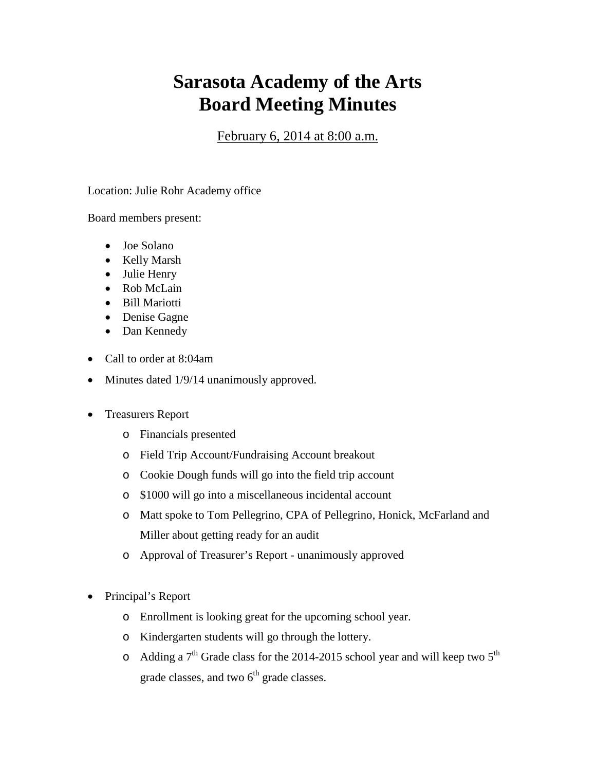# Sarasota Academy of the Arts
# Board Meeting Minutes

February 6, 2014 at 8:00 a.m.

Location: Julie Rohr Academy office

Board members present:

- Joe Solano
- Kelly Marsh
- Julie Henry
- Rob McLain
- Bill Mariotti
- Denise Gagne
- Dan Kennedy

- Call to order at 8:04am
- Minutes dated 1/9/14 unanimously approved.
- Treasurers Report
  - Financials presented
  - Field Trip Account/Fundraising Account breakout
  - Cookie Dough funds will go into the field trip account
  - $1000 will go into a miscellaneous incidental account
  - Matt spoke to Tom Pellegrino, CPA of Pellegrino, Honick, McFarland and Miller about getting ready for an audit
  - Approval of Treasurer's Report - unanimously approved
- Principal's Report
  - Enrollment is looking great for the upcoming school year.
  - Kindergarten students will go through the lottery.
  - Adding a 7th Grade class for the 2014-2015 school year and will keep two 5th grade classes, and two 6th grade classes.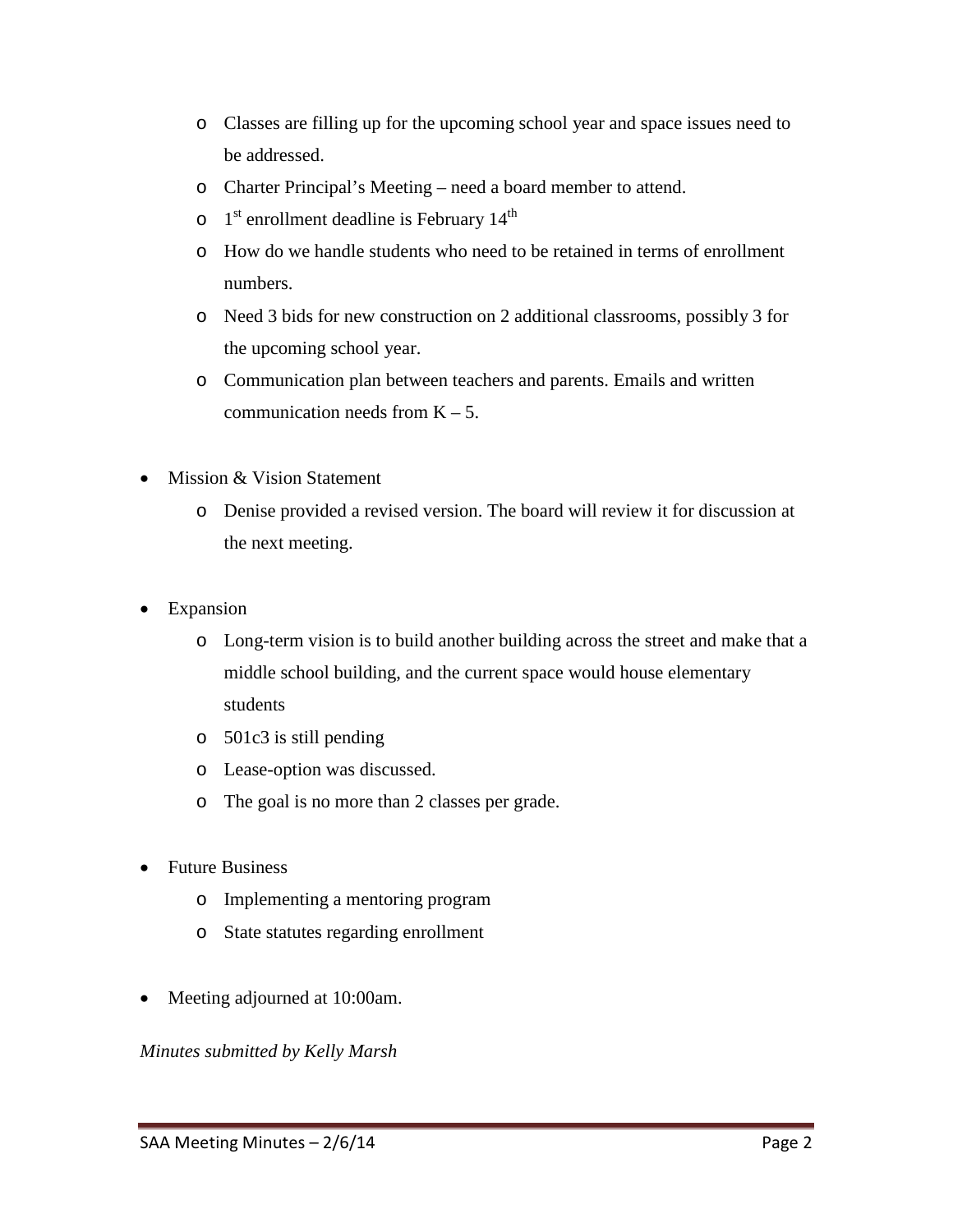- Classes are filling up for the upcoming school year and space issues need to be addressed.
  - Charter Principal's Meeting – need a board member to attend.
  - 1st enrollment deadline is February 14th
  - How do we handle students who need to be retained in terms of enrollment numbers.
  - Need 3 bids for new construction on 2 additional classrooms, possibly 3 for the upcoming school year.
  - Communication plan between teachers and parents. Emails and written communication needs from K – 5.

- Mission & Vision Statement
  - Denise provided a revised version. The board will review it for discussion at the next meeting.

- Expansion
  - Long-term vision is to build another building across the street and make that a middle school building, and the current space would house elementary students
  - 501c3 is still pending
  - Lease-option was discussed.
  - The goal is no more than 2 classes per grade.

- Future Business
  - Implementing a mentoring program
  - State statutes regarding enrollment

- Meeting adjourned at 10:00am.

*Minutes submitted by Kelly Marsh*